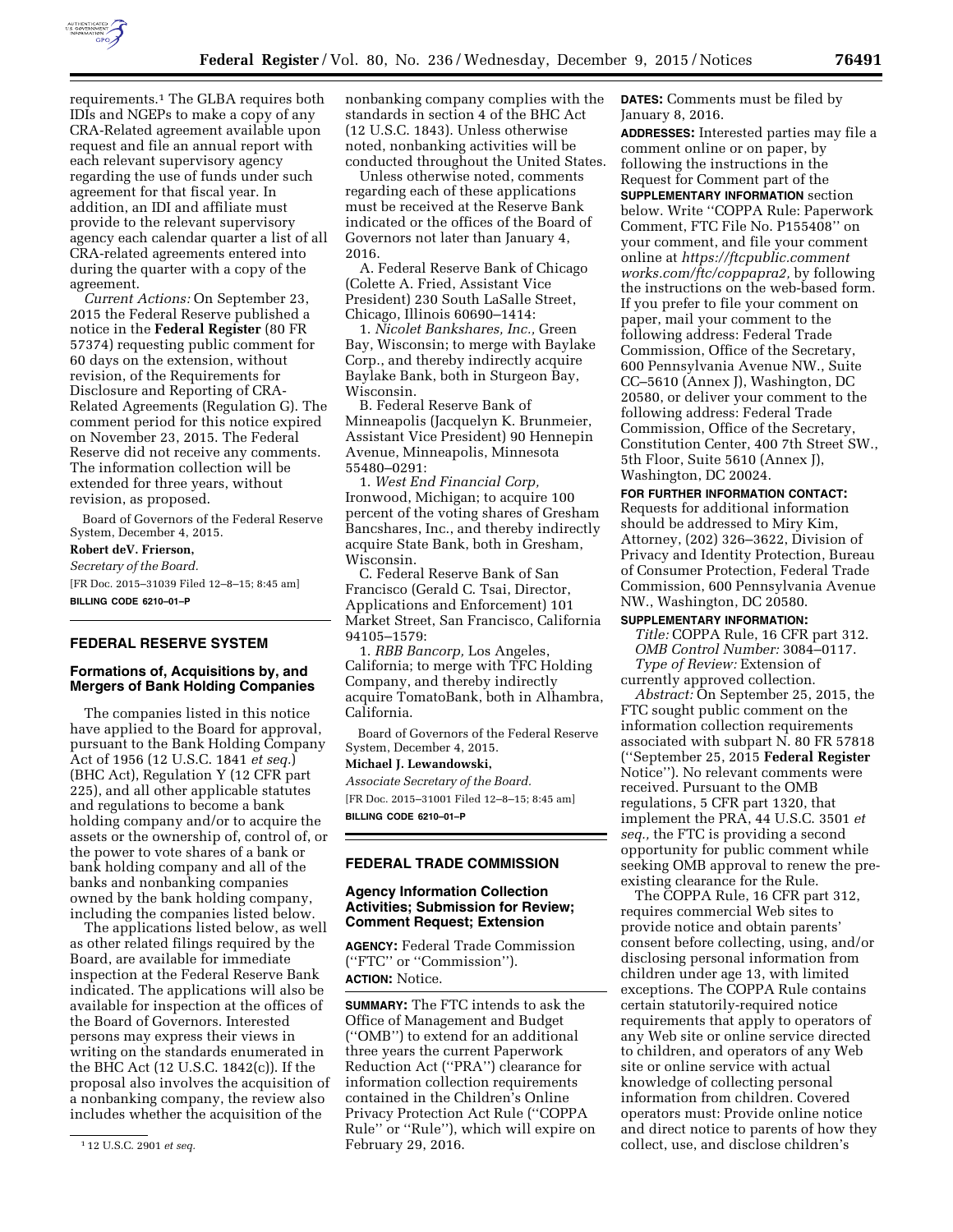requirements.[1] The GLBA requires both IDIs and NGEPs to make a copy of any CRA-Related agreement available upon request and file an annual report with each relevant supervisory agency regarding the use of funds under such agreement for that fiscal year. In addition, an IDI and affiliate must provide to the relevant supervisory agency each calendar quarter a list of all CRA-related agreements entered into during the quarter with a copy of the agreement.

*Current Actions:* On September 23, 2015 the Federal Reserve published a notice in the **Federal Register** (80 FR 57374) requesting public comment for 60 days on the extension, without revision, of the Requirements for Disclosure and Reporting of CRA-Related Agreements (Regulation G). The comment period for this notice expired on November 23, 2015. The Federal Reserve did not receive any comments. The information collection will be extended for three years, without revision, as proposed.

Board of Governors of the Federal Reserve System, December 4, 2015.

**Robert deV. Frierson,**

*Secretary of the Board.*

[FR Doc. 2015–31039 Filed 12–8–15; 8:45 am]

**BILLING CODE 6210–01–P**

[1] 12 U.S.C. 2901 *et seq.*

## FEDERAL RESERVE SYSTEM

### Formations of, Acquisitions by, and Mergers of Bank Holding Companies

The companies listed in this notice have applied to the Board for approval, pursuant to the Bank Holding Company Act of 1956 (12 U.S.C. 1841 *et seq.*) (BHC Act), Regulation Y (12 CFR part 225), and all other applicable statutes and regulations to become a bank holding company and/or to acquire the assets or the ownership of, control of, or the power to vote shares of a bank or bank holding company and all of the banks and nonbanking companies owned by the bank holding company, including the companies listed below.

The applications listed below, as well as other related filings required by the Board, are available for immediate inspection at the Federal Reserve Bank indicated. The applications will also be available for inspection at the offices of the Board of Governors. Interested persons may express their views in writing on the standards enumerated in the BHC Act (12 U.S.C. 1842(c)). If the proposal also involves the acquisition of a nonbanking company, the review also includes whether the acquisition of the nonbanking company complies with the standards in section 4 of the BHC Act (12 U.S.C. 1843). Unless otherwise noted, nonbanking activities will be conducted throughout the United States.

Unless otherwise noted, comments regarding each of these applications must be received at the Reserve Bank indicated or the offices of the Board of Governors not later than January 4, 2016.

A. Federal Reserve Bank of Chicago (Colette A. Fried, Assistant Vice President) 230 South LaSalle Street, Chicago, Illinois 60690–1414:

1. *Nicolet Bankshares, Inc.,* Green Bay, Wisconsin; to merge with Baylake Corp., and thereby indirectly acquire Baylake Bank, both in Sturgeon Bay, Wisconsin.

B. Federal Reserve Bank of Minneapolis (Jacquelyn K. Brunmeier, Assistant Vice President) 90 Hennepin Avenue, Minneapolis, Minnesota 55480–0291:

1. *West End Financial Corp,* Ironwood, Michigan; to acquire 100 percent of the voting shares of Gresham Bancshares, Inc., and thereby indirectly acquire State Bank, both in Gresham, Wisconsin.

C. Federal Reserve Bank of San Francisco (Gerald C. Tsai, Director, Applications and Enforcement) 101 Market Street, San Francisco, California 94105–1579:

1. *RBB Bancorp,* Los Angeles, California; to merge with TFC Holding Company, and thereby indirectly acquire TomatoBank, both in Alhambra, California.

Board of Governors of the Federal Reserve System, December 4, 2015.

**Michael J. Lewandowski,**

*Associate Secretary of the Board.*

[FR Doc. 2015–31001 Filed 12–8–15; 8:45 am]

**BILLING CODE 6210–01–P**

## FEDERAL TRADE COMMISSION

### Agency Information Collection Activities; Submission for Review; Comment Request; Extension

**AGENCY:** Federal Trade Commission (''FTC'' or ''Commission'').

**ACTION:** Notice.

**SUMMARY:** The FTC intends to ask the Office of Management and Budget (''OMB'') to extend for an additional three years the current Paperwork Reduction Act (''PRA'') clearance for information collection requirements contained in the Children's Online Privacy Protection Act Rule (''COPPA Rule'' or ''Rule''), which will expire on February 29, 2016.

**DATES:** Comments must be filed by January 8, 2016.

**ADDRESSES:** Interested parties may file a comment online or on paper, by following the instructions in the Request for Comment part of the **SUPPLEMENTARY INFORMATION** section below. Write ''COPPA Rule: Paperwork Comment, FTC File No. P155408'' on your comment, and file your comment online at *https://ftcpublic.commentworks.com/ftc/coppapra2,* by following the instructions on the web-based form. If you prefer to file your comment on paper, mail your comment to the following address: Federal Trade Commission, Office of the Secretary, 600 Pennsylvania Avenue NW., Suite CC–5610 (Annex J), Washington, DC 20580, or deliver your comment to the following address: Federal Trade Commission, Office of the Secretary, Constitution Center, 400 7th Street SW., 5th Floor, Suite 5610 (Annex J), Washington, DC 20024.

**FOR FURTHER INFORMATION CONTACT:** Requests for additional information should be addressed to Miry Kim, Attorney, (202) 326–3622, Division of Privacy and Identity Protection, Bureau of Consumer Protection, Federal Trade Commission, 600 Pennsylvania Avenue NW., Washington, DC 20580.

**SUPPLEMENTARY INFORMATION:**

*Title:* COPPA Rule, 16 CFR part 312.

*OMB Control Number:* 3084–0117.

*Type of Review:* Extension of currently approved collection.

*Abstract:* On September 25, 2015, the FTC sought public comment on the information collection requirements associated with subpart N. 80 FR 57818 (''September 25, 2015 **Federal Register** Notice''). No relevant comments were received. Pursuant to the OMB regulations, 5 CFR part 1320, that implement the PRA, 44 U.S.C. 3501 *et seq.,* the FTC is providing a second opportunity for public comment while seeking OMB approval to renew the pre-existing clearance for the Rule.

The COPPA Rule, 16 CFR part 312, requires commercial Web sites to provide notice and obtain parents' consent before collecting, using, and/or disclosing personal information from children under age 13, with limited exceptions. The COPPA Rule contains certain statutorily-required notice requirements that apply to operators of any Web site or online service directed to children, and operators of any Web site or online service with actual knowledge of collecting personal information from children. Covered operators must: Provide online notice and direct notice to parents of how they collect, use, and disclose children's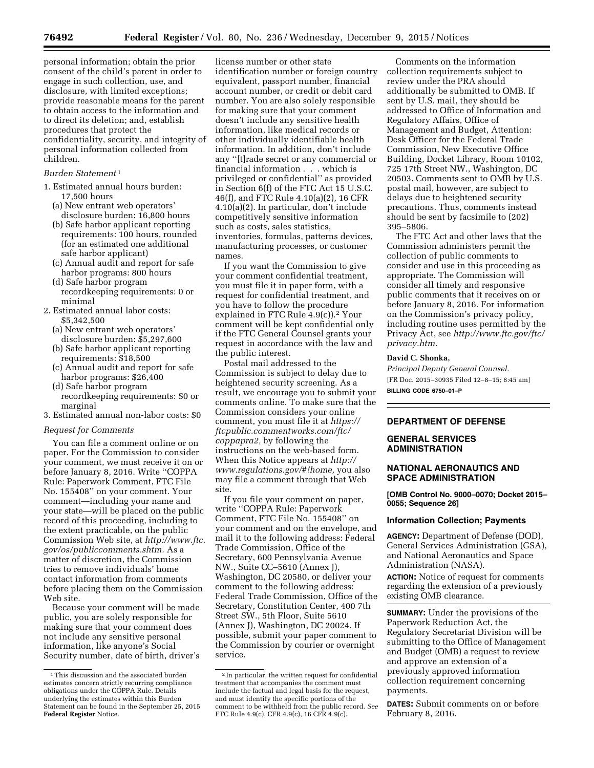personal information; obtain the prior consent of the child's parent in order to engage in such collection, use, and disclosure, with limited exceptions; provide reasonable means for the parent to obtain access to the information and to direct its deletion; and, establish procedures that protect the confidentiality, security, and integrity of personal information collected from children.

*Burden Statement* [1]

1. Estimated annual hours burden: 17,500 hours
   (a) New entrant web operators' disclosure burden: 16,800 hours
   (b) Safe harbor applicant reporting requirements: 100 hours, rounded (for an estimated one additional safe harbor applicant)
   (c) Annual audit and report for safe harbor programs: 800 hours
   (d) Safe harbor program recordkeeping requirements: 0 or minimal
2. Estimated annual labor costs: $5,342,500
   (a) New entrant web operators' disclosure burden: $5,297,600
   (b) Safe harbor applicant reporting requirements: $18,500
   (c) Annual audit and report for safe harbor programs: $26,400
   (d) Safe harbor program recordkeeping requirements: $0 or marginal
3. Estimated annual non-labor costs: $0

*Request for Comments*

You can file a comment online or on paper. For the Commission to consider your comment, we must receive it on or before January 8, 2016. Write ''COPPA Rule: Paperwork Comment, FTC File No. 155408'' on your comment. Your comment—including your name and your state—will be placed on the public record of this proceeding, including to the extent practicable, on the public Commission Web site, at *http://www.ftc.gov/os/publiccomments.shtm.* As a matter of discretion, the Commission tries to remove individuals' home contact information from comments before placing them on the Commission Web site.

Because your comment will be made public, you are solely responsible for making sure that your comment does not include any sensitive personal information, like anyone's Social Security number, date of birth, driver's license number or other state identification number or foreign country equivalent, passport number, financial account number, or credit or debit card number. You are also solely responsible for making sure that your comment doesn't include any sensitive health information, like medical records or other individually identifiable health information. In addition, don't include any ''[t]rade secret or any commercial or financial information . . . which is privileged or confidential'' as provided in Section 6(f) of the FTC Act 15 U.S.C. 46(f), and FTC Rule 4.10(a)(2), 16 CFR 4.10(a)(2). In particular, don't include competitively sensitive information such as costs, sales statistics, inventories, formulas, patterns devices, manufacturing processes, or customer names.

If you want the Commission to give your comment confidential treatment, you must file it in paper form, with a request for confidential treatment, and you have to follow the procedure explained in FTC Rule 4.9(c)).[2] Your comment will be kept confidential only if the FTC General Counsel grants your request in accordance with the law and the public interest.

Postal mail addressed to the Commission is subject to delay due to heightened security screening. As a result, we encourage you to submit your comments online. To make sure that the Commission considers your online comment, you must file it at *https://ftcpublic.commentworks.com/ftc/coppapra2,* by following the instructions on the web-based form. When this Notice appears at *http://www.regulations.gov/#!home,* you also may file a comment through that Web site.

If you file your comment on paper, write ''COPPA Rule: Paperwork Comment, FTC File No. 155408'' on your comment and on the envelope, and mail it to the following address: Federal Trade Commission, Office of the Secretary, 600 Pennsylvania Avenue NW., Suite CC–5610 (Annex J), Washington, DC 20580, or deliver your comment to the following address: Federal Trade Commission, Office of the Secretary, Constitution Center, 400 7th Street SW., 5th Floor, Suite 5610 (Annex J), Washington, DC 20024. If possible, submit your paper comment to the Commission by courier or overnight service.

Comments on the information collection requirements subject to review under the PRA should additionally be submitted to OMB. If sent by U.S. mail, they should be addressed to Office of Information and Regulatory Affairs, Office of Management and Budget, Attention: Desk Officer for the Federal Trade Commission, New Executive Office Building, Docket Library, Room 10102, 725 17th Street NW., Washington, DC 20503. Comments sent to OMB by U.S. postal mail, however, are subject to delays due to heightened security precautions. Thus, comments instead should be sent by facsimile to (202) 395–5806.

The FTC Act and other laws that the Commission administers permit the collection of public comments to consider and use in this proceeding as appropriate. The Commission will consider all timely and responsive public comments that it receives on or before January 8, 2016. For information on the Commission's privacy policy, including routine uses permitted by the Privacy Act, see *http://www.ftc.gov/ftc/privacy.htm.*

**David C. Shonka,**

*Principal Deputy General Counsel.*

[FR Doc. 2015–30935 Filed 12–8–15; 8:45 am]

**BILLING CODE 6750–01–P**

[1] This discussion and the associated burden estimates concern strictly recurring compliance obligations under the COPPA Rule. Details underlying the estimates within this Burden Statement can be found in the September 25, 2015 **Federal Register** Notice.

[2] In particular, the written request for confidential treatment that accompanies the comment must include the factual and legal basis for the request, and must identify the specific portions of the comment to be withheld from the public record. *See* FTC Rule 4.9(c), CFR 4.9(c), 16 CFR 4.9(c).

## DEPARTMENT OF DEFENSE

## GENERAL SERVICES ADMINISTRATION

## NATIONAL AERONAUTICS AND SPACE ADMINISTRATION

**[OMB Control No. 9000–0070; Docket 2015–0055; Sequence 26]**

### Information Collection; Payments

**AGENCY:** Department of Defense (DOD), General Services Administration (GSA), and National Aeronautics and Space Administration (NASA).

**ACTION:** Notice of request for comments regarding the extension of a previously existing OMB clearance.

**SUMMARY:** Under the provisions of the Paperwork Reduction Act, the Regulatory Secretariat Division will be submitting to the Office of Management and Budget (OMB) a request to review and approve an extension of a previously approved information collection requirement concerning payments.

**DATES:** Submit comments on or before February 8, 2016.